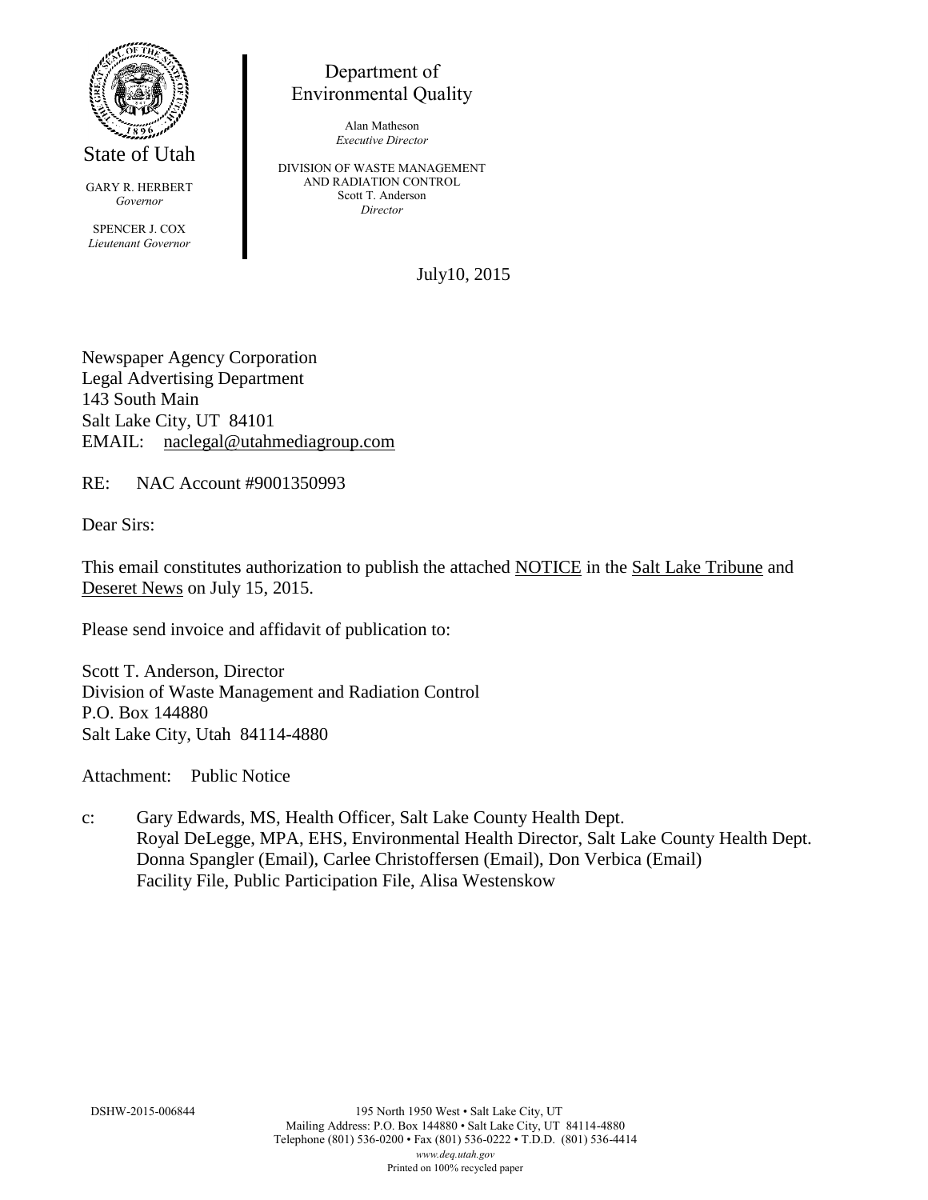State of Utah

GARY R. HERBERT
*Governor*

SPENCER J. COX
*Lieutenant Governor*

Department of
Environmental Quality

Alan Matheson
*Executive Director*

DIVISION OF WASTE MANAGEMENT
AND RADIATION CONTROL
Scott T. Anderson
*Director*

July10, 2015

Newspaper Agency Corporation
Legal Advertising Department
143 South Main
Salt Lake City, UT 84101
EMAIL: naclegal@utahmediagroup.com

RE: NAC Account #9001350993

Dear Sirs:

This email constitutes authorization to publish the attached NOTICE in the Salt Lake Tribune and Deseret News on July 15, 2015.

Please send invoice and affidavit of publication to:

Scott T. Anderson, Director
Division of Waste Management and Radiation Control
P.O. Box 144880
Salt Lake City, Utah 84114-4880

Attachment: Public Notice

c: Gary Edwards, MS, Health Officer, Salt Lake County Health Dept.
Royal DeLegge, MPA, EHS, Environmental Health Director, Salt Lake County Health Dept.
Donna Spangler (Email), Carlee Christoffersen (Email), Don Verbica (Email)
Facility File, Public Participation File, Alisa Westenskow

DSHW-2015-006844

195 North 1950 West • Salt Lake City, UT
Mailing Address: P.O. Box 144880 • Salt Lake City, UT 84114-4880
Telephone (801) 536-0200 • Fax (801) 536-0222 • T.D.D. (801) 536-4414
*www.deq.utah.gov*
Printed on 100% recycled paper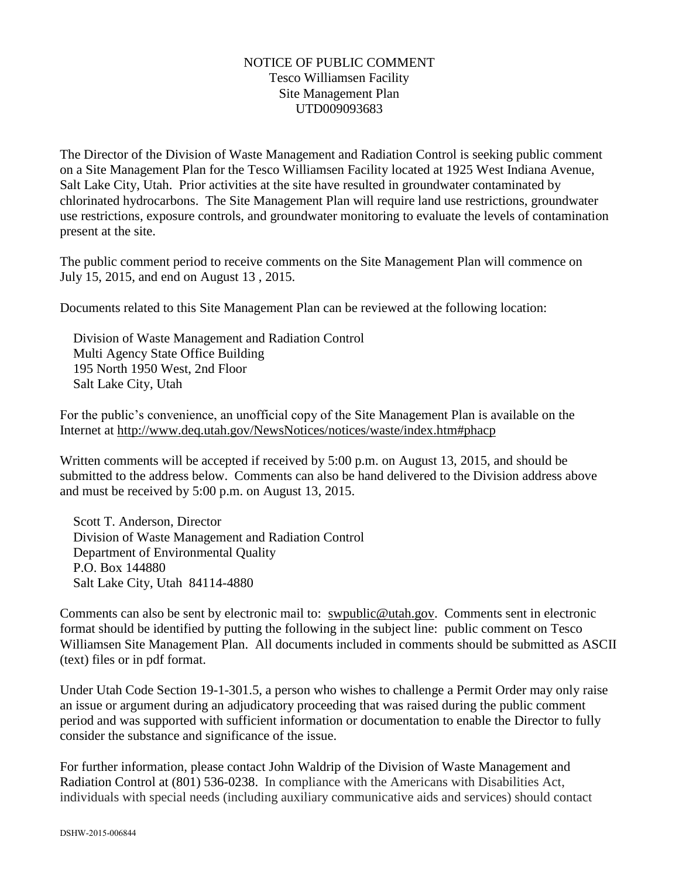NOTICE OF PUBLIC COMMENT
Tesco Williamsen Facility
Site Management Plan
UTD009093683

The Director of the Division of Waste Management and Radiation Control is seeking public comment on a Site Management Plan for the Tesco Williamsen Facility located at 1925 West Indiana Avenue, Salt Lake City, Utah. Prior activities at the site have resulted in groundwater contaminated by chlorinated hydrocarbons. The Site Management Plan will require land use restrictions, groundwater use restrictions, exposure controls, and groundwater monitoring to evaluate the levels of contamination present at the site.

The public comment period to receive comments on the Site Management Plan will commence on July 15, 2015, and end on August 13 , 2015.

Documents related to this Site Management Plan can be reviewed at the following location:

Division of Waste Management and Radiation Control
Multi Agency State Office Building
195 North 1950 West, 2nd Floor
Salt Lake City, Utah

For the public's convenience, an unofficial copy of the Site Management Plan is available on the Internet at http://www.deq.utah.gov/NewsNotices/notices/waste/index.htm#phacp

Written comments will be accepted if received by 5:00 p.m. on August 13, 2015, and should be submitted to the address below. Comments can also be hand delivered to the Division address above and must be received by 5:00 p.m. on August 13, 2015.

Scott T. Anderson, Director
Division of Waste Management and Radiation Control
Department of Environmental Quality
P.O. Box 144880
Salt Lake City, Utah 84114-4880

Comments can also be sent by electronic mail to: swpublic@utah.gov. Comments sent in electronic format should be identified by putting the following in the subject line: public comment on Tesco Williamsen Site Management Plan. All documents included in comments should be submitted as ASCII (text) files or in pdf format.

Under Utah Code Section 19-1-301.5, a person who wishes to challenge a Permit Order may only raise an issue or argument during an adjudicatory proceeding that was raised during the public comment period and was supported with sufficient information or documentation to enable the Director to fully consider the substance and significance of the issue.

For further information, please contact John Waldrip of the Division of Waste Management and Radiation Control at (801) 536-0238. In compliance with the Americans with Disabilities Act, individuals with special needs (including auxiliary communicative aids and services) should contact

DSHW-2015-006844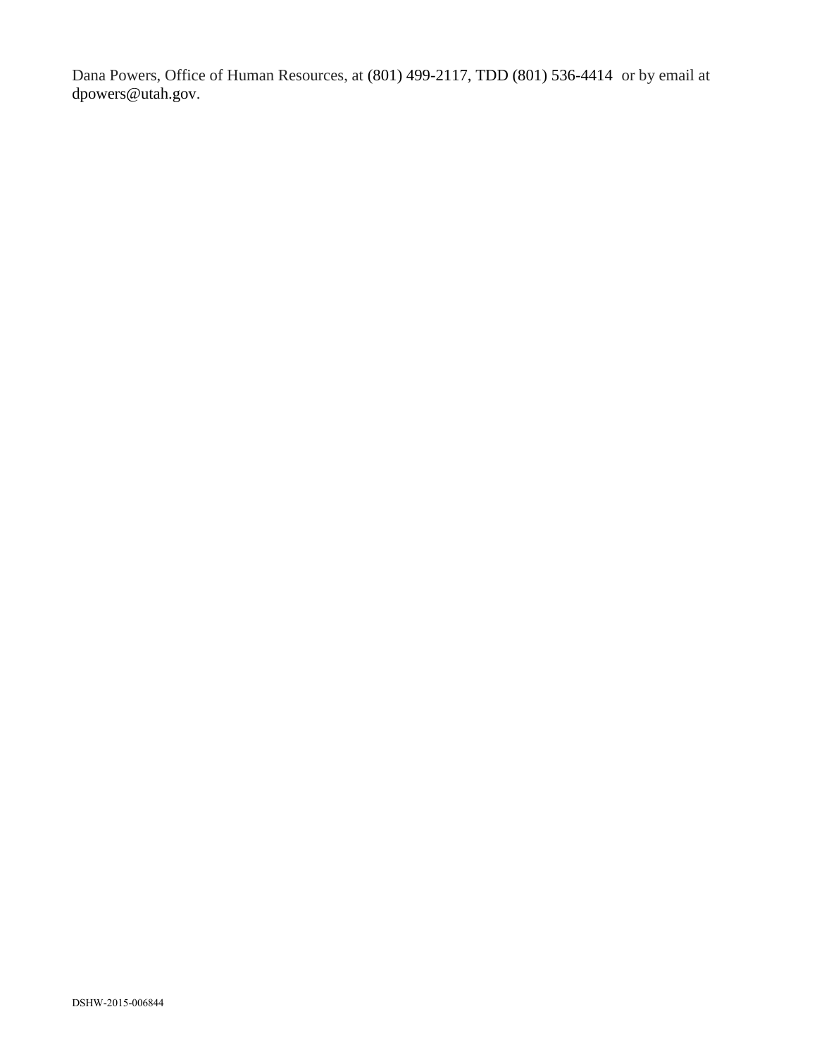Dana Powers, Office of Human Resources, at (801) 499-2117, TDD (801) 536-4414 or by email at dpowers@utah.gov.

DSHW-2015-006844